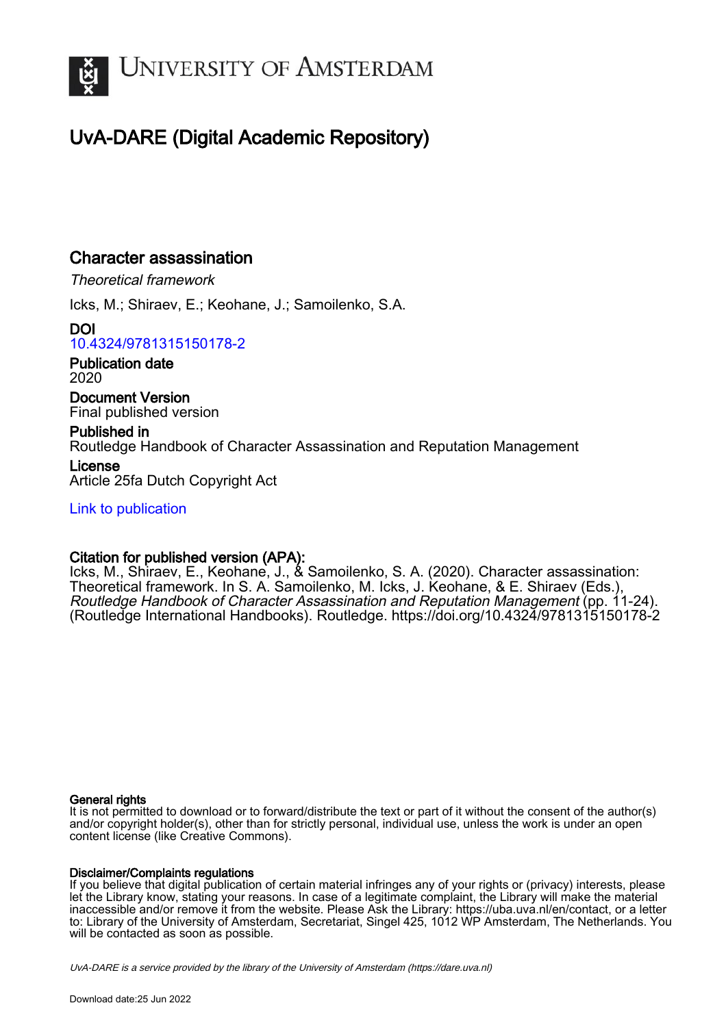# University of Amsterdam

## UvA-DARE (Digital Academic Repository)

## Character assassination

*Theoretical framework*

Icks, M.; Shiraev, E.; Keohane, J.; Samoilenko, S.A.

**DOI**
10.4324/9781315150178-2

**Publication date**
2020

**Document Version**
Final published version

**Published in**
Routledge Handbook of Character Assassination and Reputation Management

**License**
Article 25fa Dutch Copyright Act

Link to publication

**Citation for published version (APA):**
Icks, M., Shiraev, E., Keohane, J., & Samoilenko, S. A. (2020). Character assassination: Theoretical framework. In S. A. Samoilenko, M. Icks, J. Keohane, & E. Shiraev (Eds.), *Routledge Handbook of Character Assassination and Reputation Management* (pp. 11-24). (Routledge International Handbooks). Routledge. https://doi.org/10.4324/9781315150178-2

**General rights**
It is not permitted to download or to forward/distribute the text or part of it without the consent of the author(s) and/or copyright holder(s), other than for strictly personal, individual use, unless the work is under an open content license (like Creative Commons).

**Disclaimer/Complaints regulations**
If you believe that digital publication of certain material infringes any of your rights or (privacy) interests, please let the Library know, stating your reasons. In case of a legitimate complaint, the Library will make the material inaccessible and/or remove it from the website. Please Ask the Library: https://uba.uva.nl/en/contact, or a letter to: Library of the University of Amsterdam, Secretariat, Singel 425, 1012 WP Amsterdam, The Netherlands. You will be contacted as soon as possible.

*UvA-DARE is a service provided by the library of the University of Amsterdam (https://dare.uva.nl)*

Download date:25 Jun 2022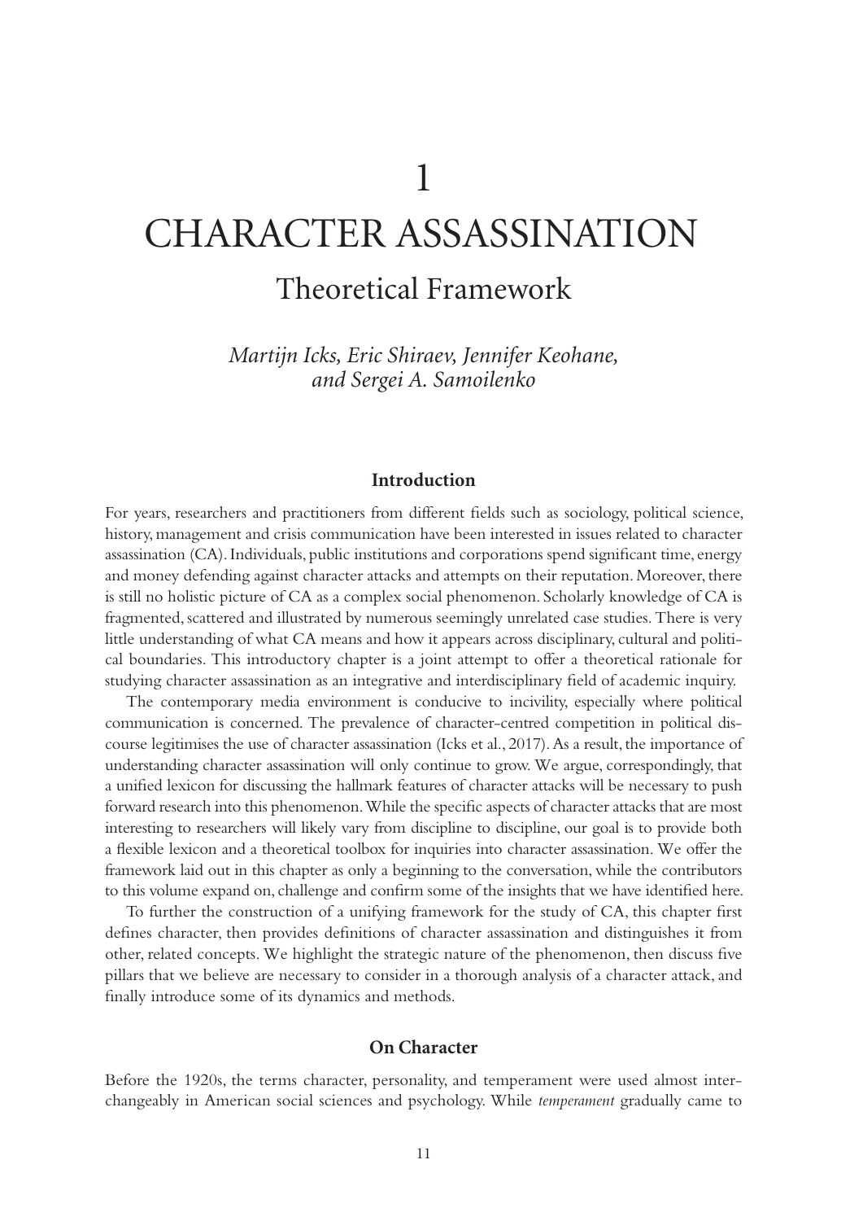# 1

# CHARACTER ASSASSINATION

## Theoretical Framework

*Martijn Icks, Eric Shiraev, Jennifer Keohane, and Sergei A. Samoilenko*

### Introduction

For years, researchers and practitioners from different fields such as sociology, political science, history, management and crisis communication have been interested in issues related to character assassination (CA). Individuals, public institutions and corporations spend significant time, energy and money defending against character attacks and attempts on their reputation. Moreover, there is still no holistic picture of CA as a complex social phenomenon. Scholarly knowledge of CA is fragmented, scattered and illustrated by numerous seemingly unrelated case studies. There is very little understanding of what CA means and how it appears across disciplinary, cultural and political boundaries. This introductory chapter is a joint attempt to offer a theoretical rationale for studying character assassination as an integrative and interdisciplinary field of academic inquiry.

The contemporary media environment is conducive to incivility, especially where political communication is concerned. The prevalence of character-centred competition in political discourse legitimises the use of character assassination (Icks et al., 2017). As a result, the importance of understanding character assassination will only continue to grow. We argue, correspondingly, that a unified lexicon for discussing the hallmark features of character attacks will be necessary to push forward research into this phenomenon. While the specific aspects of character attacks that are most interesting to researchers will likely vary from discipline to discipline, our goal is to provide both a flexible lexicon and a theoretical toolbox for inquiries into character assassination. We offer the framework laid out in this chapter as only a beginning to the conversation, while the contributors to this volume expand on, challenge and confirm some of the insights that we have identified here.

To further the construction of a unifying framework for the study of CA, this chapter first defines character, then provides definitions of character assassination and distinguishes it from other, related concepts. We highlight the strategic nature of the phenomenon, then discuss five pillars that we believe are necessary to consider in a thorough analysis of a character attack, and finally introduce some of its dynamics and methods.

### On Character

Before the 1920s, the terms character, personality, and temperament were used almost interchangeably in American social sciences and psychology. While *temperament* gradually came to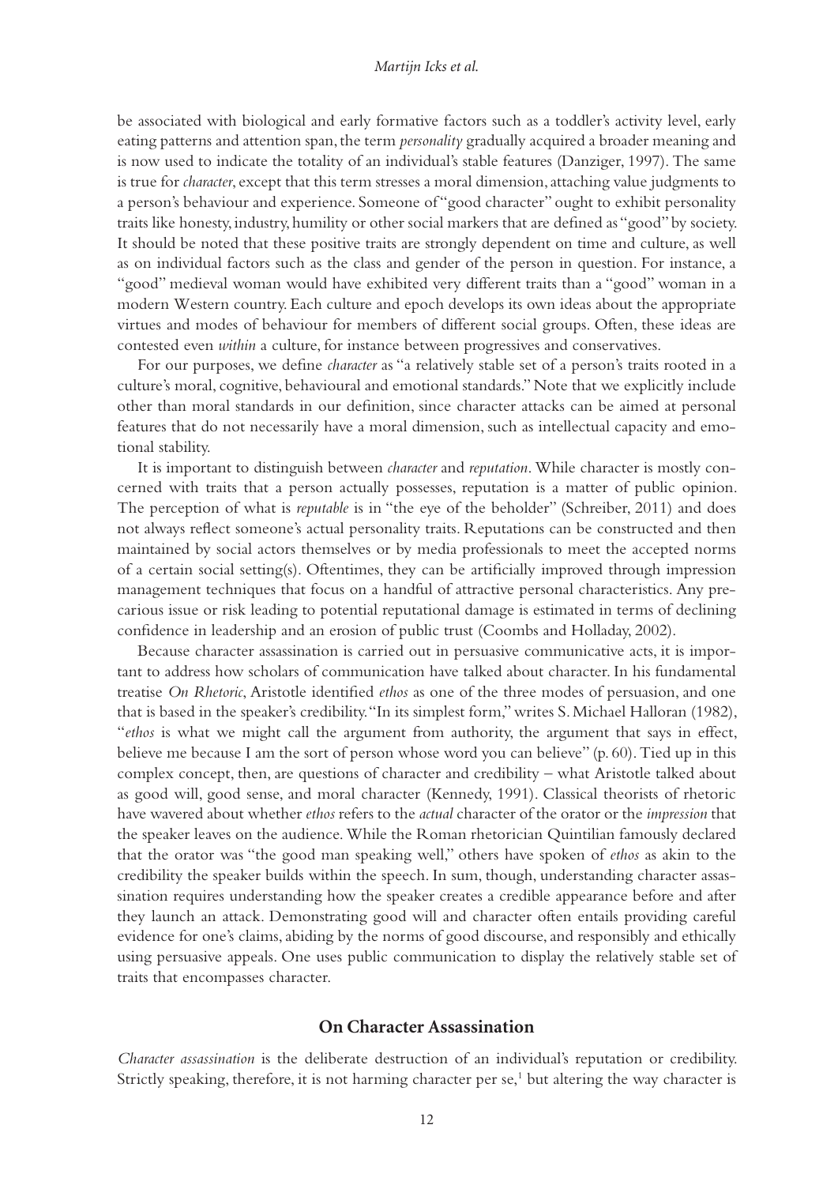be associated with biological and early formative factors such as a toddler's activity level, early eating patterns and attention span, the term *personality* gradually acquired a broader meaning and is now used to indicate the totality of an individual's stable features (Danziger, 1997). The same is true for *character*, except that this term stresses a moral dimension, attaching value judgments to a person's behaviour and experience. Someone of "good character" ought to exhibit personality traits like honesty, industry, humility or other social markers that are defined as "good" by society. It should be noted that these positive traits are strongly dependent on time and culture, as well as on individual factors such as the class and gender of the person in question. For instance, a "good" medieval woman would have exhibited very different traits than a "good" woman in a modern Western country. Each culture and epoch develops its own ideas about the appropriate virtues and modes of behaviour for members of different social groups. Often, these ideas are contested even *within* a culture, for instance between progressives and conservatives.

For our purposes, we define *character* as "a relatively stable set of a person's traits rooted in a culture's moral, cognitive, behavioural and emotional standards." Note that we explicitly include other than moral standards in our definition, since character attacks can be aimed at personal features that do not necessarily have a moral dimension, such as intellectual capacity and emotional stability.

It is important to distinguish between *character* and *reputation*. While character is mostly concerned with traits that a person actually possesses, reputation is a matter of public opinion. The perception of what is *reputable* is in "the eye of the beholder" (Schreiber, 2011) and does not always reflect someone's actual personality traits. Reputations can be constructed and then maintained by social actors themselves or by media professionals to meet the accepted norms of a certain social setting(s). Oftentimes, they can be artificially improved through impression management techniques that focus on a handful of attractive personal characteristics. Any precarious issue or risk leading to potential reputational damage is estimated in terms of declining confidence in leadership and an erosion of public trust (Coombs and Holladay, 2002).

Because character assassination is carried out in persuasive communicative acts, it is important to address how scholars of communication have talked about character. In his fundamental treatise *On Rhetoric*, Aristotle identified *ethos* as one of the three modes of persuasion, and one that is based in the speaker's credibility. "In its simplest form," writes S. Michael Halloran (1982), "*ethos* is what we might call the argument from authority, the argument that says in effect, believe me because I am the sort of person whose word you can believe" (p. 60). Tied up in this complex concept, then, are questions of character and credibility – what Aristotle talked about as good will, good sense, and moral character (Kennedy, 1991). Classical theorists of rhetoric have wavered about whether *ethos* refers to the *actual* character of the orator or the *impression* that the speaker leaves on the audience. While the Roman rhetorician Quintilian famously declared that the orator was "the good man speaking well," others have spoken of *ethos* as akin to the credibility the speaker builds within the speech. In sum, though, understanding character assassination requires understanding how the speaker creates a credible appearance before and after they launch an attack. Demonstrating good will and character often entails providing careful evidence for one's claims, abiding by the norms of good discourse, and responsibly and ethically using persuasive appeals. One uses public communication to display the relatively stable set of traits that encompasses character.

## On Character Assassination

*Character assassination* is the deliberate destruction of an individual's reputation or credibility. Strictly speaking, therefore, it is not harming character per se,[1] but altering the way character is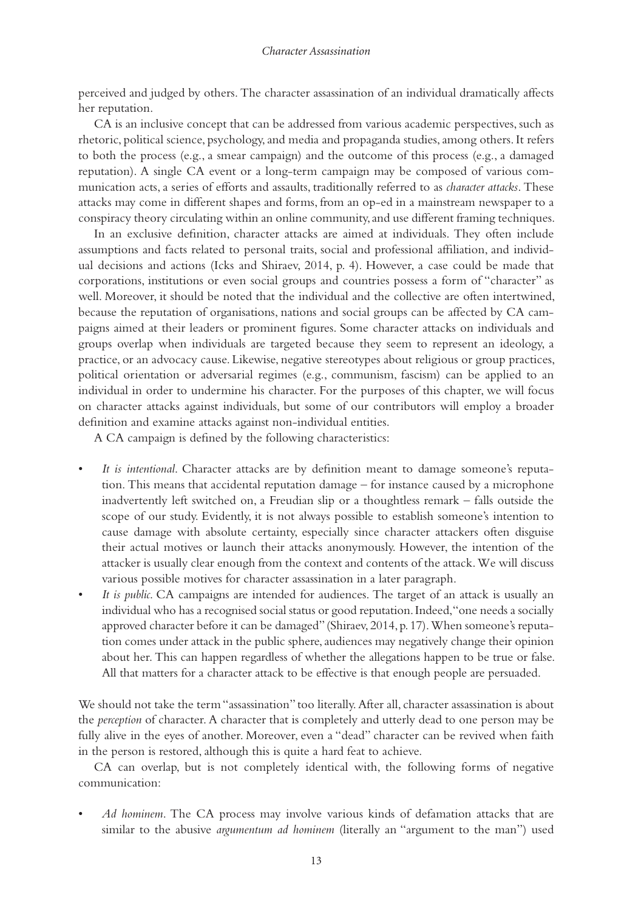perceived and judged by others. The character assassination of an individual dramatically affects her reputation.

CA is an inclusive concept that can be addressed from various academic perspectives, such as rhetoric, political science, psychology, and media and propaganda studies, among others. It refers to both the process (e.g., a smear campaign) and the outcome of this process (e.g., a damaged reputation). A single CA event or a long-term campaign may be composed of various communication acts, a series of efforts and assaults, traditionally referred to as *character attacks*. These attacks may come in different shapes and forms, from an op-ed in a mainstream newspaper to a conspiracy theory circulating within an online community, and use different framing techniques.

In an exclusive definition, character attacks are aimed at individuals. They often include assumptions and facts related to personal traits, social and professional affiliation, and individual decisions and actions (Icks and Shiraev, 2014, p. 4). However, a case could be made that corporations, institutions or even social groups and countries possess a form of "character" as well. Moreover, it should be noted that the individual and the collective are often intertwined, because the reputation of organisations, nations and social groups can be affected by CA campaigns aimed at their leaders or prominent figures. Some character attacks on individuals and groups overlap when individuals are targeted because they seem to represent an ideology, a practice, or an advocacy cause. Likewise, negative stereotypes about religious or group practices, political orientation or adversarial regimes (e.g., communism, fascism) can be applied to an individual in order to undermine his character. For the purposes of this chapter, we will focus on character attacks against individuals, but some of our contributors will employ a broader definition and examine attacks against non-individual entities.

A CA campaign is defined by the following characteristics:

- *It is intentional*. Character attacks are by definition meant to damage someone's reputation. This means that accidental reputation damage – for instance caused by a microphone inadvertently left switched on, a Freudian slip or a thoughtless remark – falls outside the scope of our study. Evidently, it is not always possible to establish someone's intention to cause damage with absolute certainty, especially since character attackers often disguise their actual motives or launch their attacks anonymously. However, the intention of the attacker is usually clear enough from the context and contents of the attack. We will discuss various possible motives for character assassination in a later paragraph.
- *It is public*. CA campaigns are intended for audiences. The target of an attack is usually an individual who has a recognised social status or good reputation. Indeed, "one needs a socially approved character before it can be damaged" (Shiraev, 2014, p. 17). When someone's reputation comes under attack in the public sphere, audiences may negatively change their opinion about her. This can happen regardless of whether the allegations happen to be true or false. All that matters for a character attack to be effective is that enough people are persuaded.

We should not take the term "assassination" too literally. After all, character assassination is about the *perception* of character. A character that is completely and utterly dead to one person may be fully alive in the eyes of another. Moreover, even a "dead" character can be revived when faith in the person is restored, although this is quite a hard feat to achieve.

CA can overlap, but is not completely identical with, the following forms of negative communication:

- *Ad hominem*. The CA process may involve various kinds of defamation attacks that are similar to the abusive *argumentum ad hominem* (literally an "argument to the man") used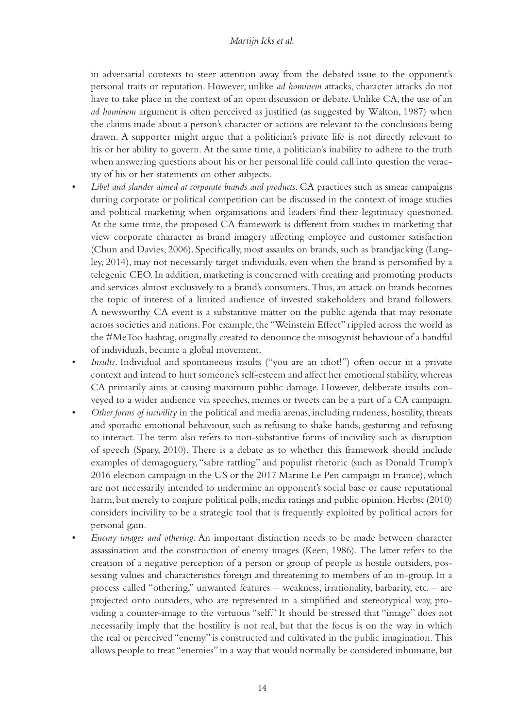in adversarial contexts to steer attention away from the debated issue to the opponent's personal traits or reputation. However, unlike *ad hominem* attacks, character attacks do not have to take place in the context of an open discussion or debate. Unlike CA, the use of an *ad hominem* argument is often perceived as justified (as suggested by Walton, 1987) when the claims made about a person's character or actions are relevant to the conclusions being drawn. A supporter might argue that a politician's private life is not directly relevant to his or her ability to govern. At the same time, a politician's inability to adhere to the truth when answering questions about his or her personal life could call into question the veracity of his or her statements on other subjects.

- *Libel and slander aimed at corporate brands and products*. CA practices such as smear campaigns during corporate or political competition can be discussed in the context of image studies and political marketing when organisations and leaders find their legitimacy questioned. At the same time, the proposed CA framework is different from studies in marketing that view corporate character as brand imagery affecting employee and customer satisfaction (Chun and Davies, 2006). Specifically, most assaults on brands, such as brandjacking (Langley, 2014), may not necessarily target individuals, even when the brand is personified by a telegenic CEO. In addition, marketing is concerned with creating and promoting products and services almost exclusively to a brand's consumers. Thus, an attack on brands becomes the topic of interest of a limited audience of invested stakeholders and brand followers. A newsworthy CA event is a substantive matter on the public agenda that may resonate across societies and nations. For example, the "Weinstein Effect" rippled across the world as the #MeToo hashtag, originally created to denounce the misogynist behaviour of a handful of individuals, became a global movement.
- *Insults*. Individual and spontaneous insults ("you are an idiot!") often occur in a private context and intend to hurt someone's self-esteem and affect her emotional stability, whereas CA primarily aims at causing maximum public damage. However, deliberate insults conveyed to a wider audience via speeches, memes or tweets can be a part of a CA campaign.
- *Other forms of incivility* in the political and media arenas, including rudeness, hostility, threats and sporadic emotional behaviour, such as refusing to shake hands, gesturing and refusing to interact. The term also refers to non-substantive forms of incivility such as disruption of speech (Spary, 2010). There is a debate as to whether this framework should include examples of demagoguery, "sabre rattling" and populist rhetoric (such as Donald Trump's 2016 election campaign in the US or the 2017 Marine Le Pen campaign in France), which are not necessarily intended to undermine an opponent's social base or cause reputational harm, but merely to conjure political polls, media ratings and public opinion. Herbst (2010) considers incivility to be a strategic tool that is frequently exploited by political actors for personal gain.
- *Enemy images and othering*. An important distinction needs to be made between character assassination and the construction of enemy images (Keen, 1986). The latter refers to the creation of a negative perception of a person or group of people as hostile outsiders, possessing values and characteristics foreign and threatening to members of an in-group. In a process called "othering," unwanted features – weakness, irrationality, barbarity, etc. – are projected onto outsiders, who are represented in a simplified and stereotypical way, providing a counter-image to the virtuous "self." It should be stressed that "image" does not necessarily imply that the hostility is not real, but that the focus is on the way in which the real or perceived "enemy" is constructed and cultivated in the public imagination. This allows people to treat "enemies" in a way that would normally be considered inhumane, but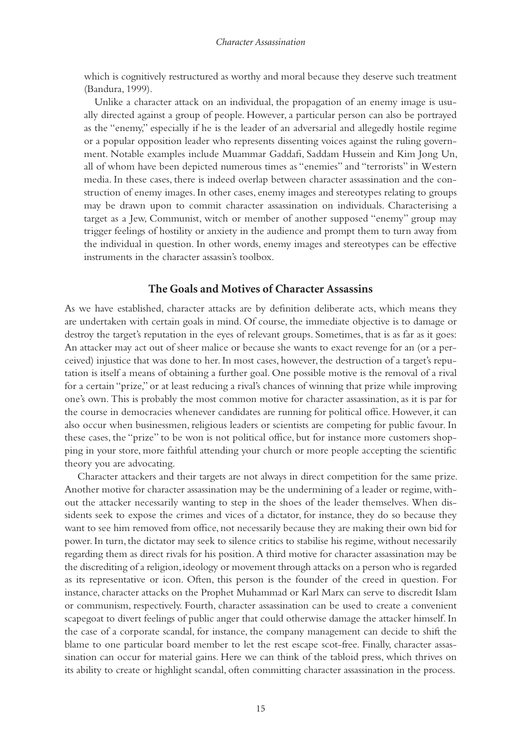which is cognitively restructured as worthy and moral because they deserve such treatment (Bandura, 1999).

Unlike a character attack on an individual, the propagation of an enemy image is usually directed against a group of people. However, a particular person can also be portrayed as the "enemy," especially if he is the leader of an adversarial and allegedly hostile regime or a popular opposition leader who represents dissenting voices against the ruling government. Notable examples include Muammar Gaddafi, Saddam Hussein and Kim Jong Un, all of whom have been depicted numerous times as "enemies" and "terrorists" in Western media. In these cases, there is indeed overlap between character assassination and the construction of enemy images. In other cases, enemy images and stereotypes relating to groups may be drawn upon to commit character assassination on individuals. Characterising a target as a Jew, Communist, witch or member of another supposed "enemy" group may trigger feelings of hostility or anxiety in the audience and prompt them to turn away from the individual in question. In other words, enemy images and stereotypes can be effective instruments in the character assassin's toolbox.

## The Goals and Motives of Character Assassins

As we have established, character attacks are by definition deliberate acts, which means they are undertaken with certain goals in mind. Of course, the immediate objective is to damage or destroy the target's reputation in the eyes of relevant groups. Sometimes, that is as far as it goes: An attacker may act out of sheer malice or because she wants to exact revenge for an (or a perceived) injustice that was done to her. In most cases, however, the destruction of a target's reputation is itself a means of obtaining a further goal. One possible motive is the removal of a rival for a certain "prize," or at least reducing a rival's chances of winning that prize while improving one's own. This is probably the most common motive for character assassination, as it is par for the course in democracies whenever candidates are running for political office. However, it can also occur when businessmen, religious leaders or scientists are competing for public favour. In these cases, the "prize" to be won is not political office, but for instance more customers shopping in your store, more faithful attending your church or more people accepting the scientific theory you are advocating.

Character attackers and their targets are not always in direct competition for the same prize. Another motive for character assassination may be the undermining of a leader or regime, without the attacker necessarily wanting to step in the shoes of the leader themselves. When dissidents seek to expose the crimes and vices of a dictator, for instance, they do so because they want to see him removed from office, not necessarily because they are making their own bid for power. In turn, the dictator may seek to silence critics to stabilise his regime, without necessarily regarding them as direct rivals for his position. A third motive for character assassination may be the discrediting of a religion, ideology or movement through attacks on a person who is regarded as its representative or icon. Often, this person is the founder of the creed in question. For instance, character attacks on the Prophet Muhammad or Karl Marx can serve to discredit Islam or communism, respectively. Fourth, character assassination can be used to create a convenient scapegoat to divert feelings of public anger that could otherwise damage the attacker himself. In the case of a corporate scandal, for instance, the company management can decide to shift the blame to one particular board member to let the rest escape scot-free. Finally, character assassination can occur for material gains. Here we can think of the tabloid press, which thrives on its ability to create or highlight scandal, often committing character assassination in the process.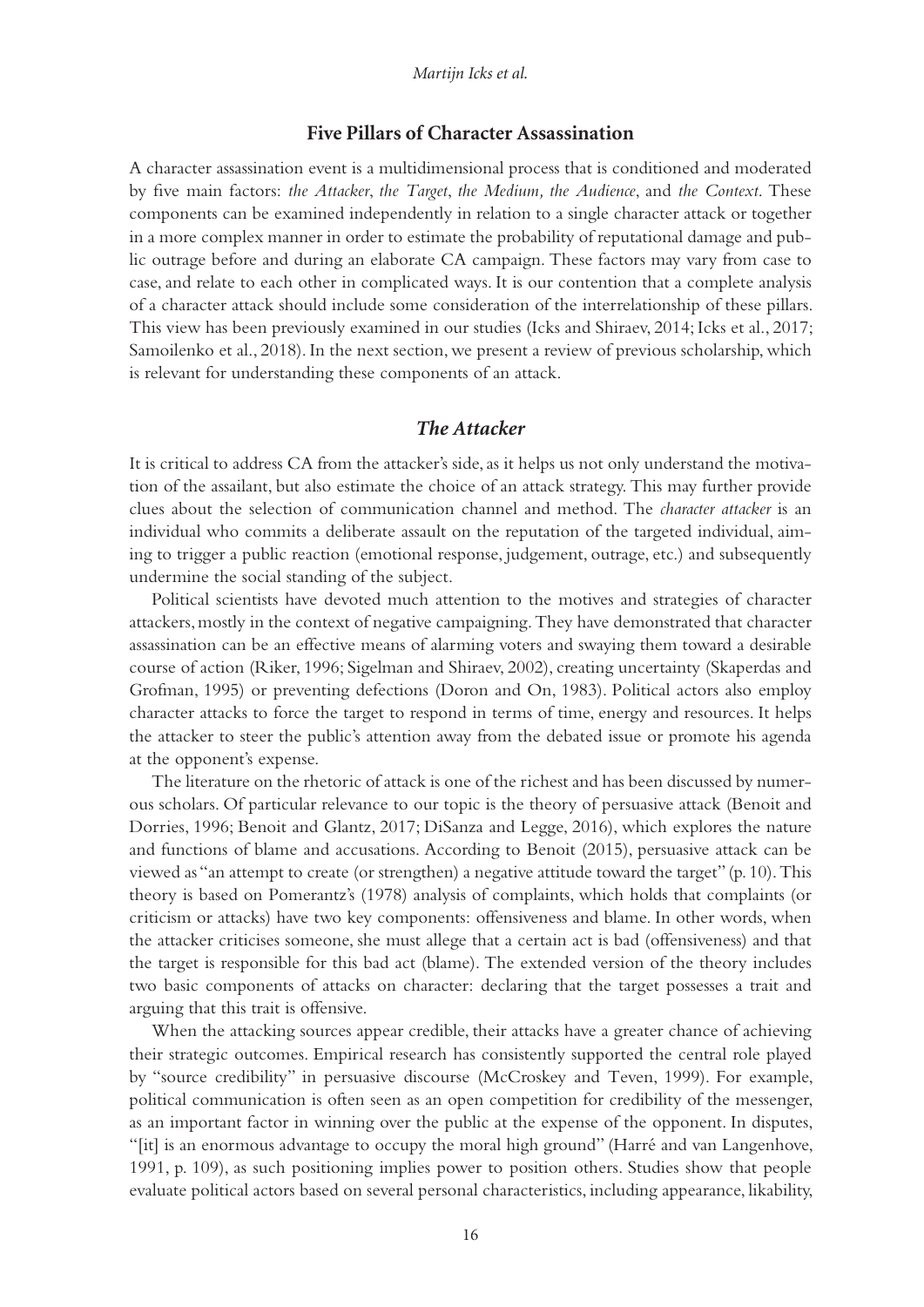## Five Pillars of Character Assassination

A character assassination event is a multidimensional process that is conditioned and moderated by five main factors: *the Attacker*, *the Target*, *the Medium, the Audience*, and *the Context*. These components can be examined independently in relation to a single character attack or together in a more complex manner in order to estimate the probability of reputational damage and public outrage before and during an elaborate CA campaign. These factors may vary from case to case, and relate to each other in complicated ways. It is our contention that a complete analysis of a character attack should include some consideration of the interrelationship of these pillars. This view has been previously examined in our studies (Icks and Shiraev, 2014; Icks et al., 2017; Samoilenko et al., 2018). In the next section, we present a review of previous scholarship, which is relevant for understanding these components of an attack.

### *The Attacker*

It is critical to address CA from the attacker's side, as it helps us not only understand the motivation of the assailant, but also estimate the choice of an attack strategy. This may further provide clues about the selection of communication channel and method. The *character attacker* is an individual who commits a deliberate assault on the reputation of the targeted individual, aiming to trigger a public reaction (emotional response, judgement, outrage, etc.) and subsequently undermine the social standing of the subject.

Political scientists have devoted much attention to the motives and strategies of character attackers, mostly in the context of negative campaigning. They have demonstrated that character assassination can be an effective means of alarming voters and swaying them toward a desirable course of action (Riker, 1996; Sigelman and Shiraev, 2002), creating uncertainty (Skaperdas and Grofman, 1995) or preventing defections (Doron and On, 1983). Political actors also employ character attacks to force the target to respond in terms of time, energy and resources. It helps the attacker to steer the public's attention away from the debated issue or promote his agenda at the opponent's expense.

The literature on the rhetoric of attack is one of the richest and has been discussed by numerous scholars. Of particular relevance to our topic is the theory of persuasive attack (Benoit and Dorries, 1996; Benoit and Glantz, 2017; DiSanza and Legge, 2016), which explores the nature and functions of blame and accusations. According to Benoit (2015), persuasive attack can be viewed as "an attempt to create (or strengthen) a negative attitude toward the target" (p. 10). This theory is based on Pomerantz's (1978) analysis of complaints, which holds that complaints (or criticism or attacks) have two key components: offensiveness and blame. In other words, when the attacker criticises someone, she must allege that a certain act is bad (offensiveness) and that the target is responsible for this bad act (blame). The extended version of the theory includes two basic components of attacks on character: declaring that the target possesses a trait and arguing that this trait is offensive.

When the attacking sources appear credible, their attacks have a greater chance of achieving their strategic outcomes. Empirical research has consistently supported the central role played by "source credibility" in persuasive discourse (McCroskey and Teven, 1999). For example, political communication is often seen as an open competition for credibility of the messenger, as an important factor in winning over the public at the expense of the opponent. In disputes, "[it] is an enormous advantage to occupy the moral high ground" (Harré and van Langenhove, 1991, p. 109), as such positioning implies power to position others. Studies show that people evaluate political actors based on several personal characteristics, including appearance, likability,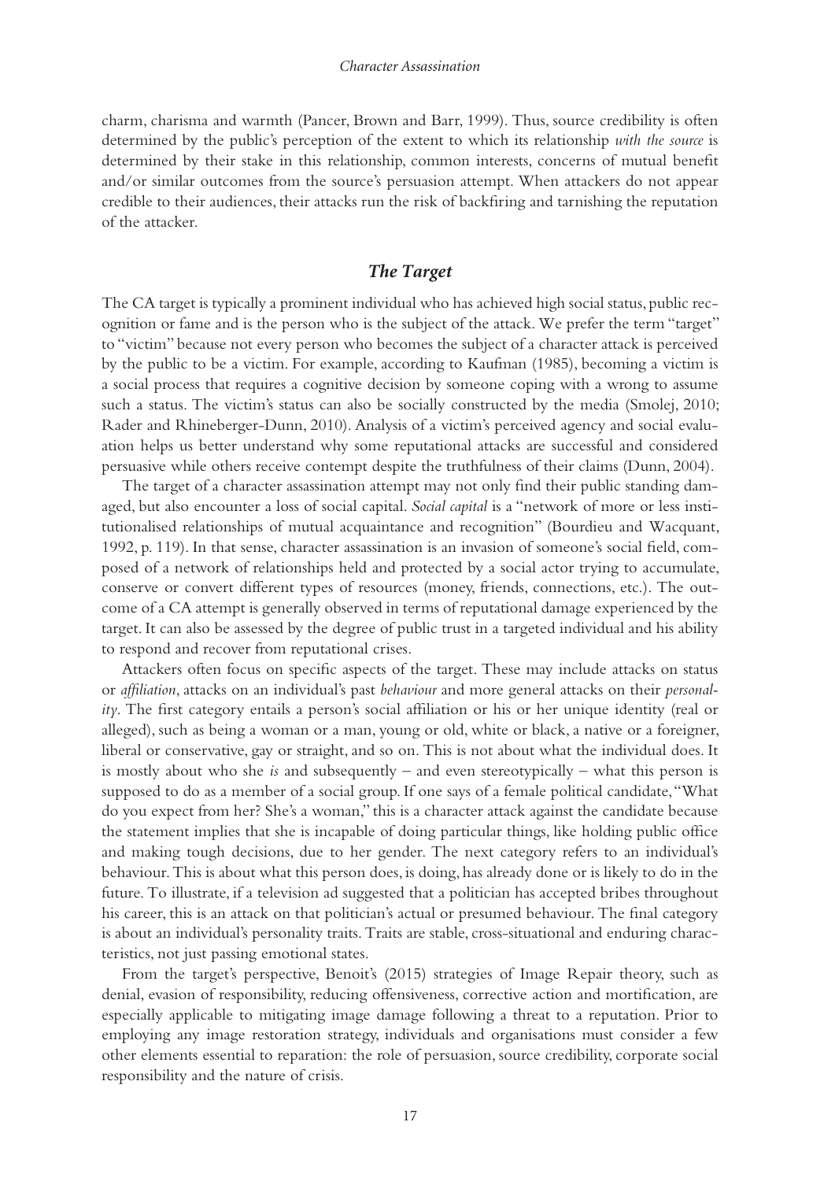charm, charisma and warmth (Pancer, Brown and Barr, 1999). Thus, source credibility is often determined by the public's perception of the extent to which its relationship *with the source* is determined by their stake in this relationship, common interests, concerns of mutual benefit and/or similar outcomes from the source's persuasion attempt. When attackers do not appear credible to their audiences, their attacks run the risk of backfiring and tarnishing the reputation of the attacker.

## *The Target*

The CA target is typically a prominent individual who has achieved high social status, public recognition or fame and is the person who is the subject of the attack. We prefer the term "target" to "victim" because not every person who becomes the subject of a character attack is perceived by the public to be a victim. For example, according to Kaufman (1985), becoming a victim is a social process that requires a cognitive decision by someone coping with a wrong to assume such a status. The victim's status can also be socially constructed by the media (Smolej, 2010; Rader and Rhineberger-Dunn, 2010). Analysis of a victim's perceived agency and social evaluation helps us better understand why some reputational attacks are successful and considered persuasive while others receive contempt despite the truthfulness of their claims (Dunn, 2004).

The target of a character assassination attempt may not only find their public standing damaged, but also encounter a loss of social capital. *Social capital* is a "network of more or less institutionalised relationships of mutual acquaintance and recognition" (Bourdieu and Wacquant, 1992, p. 119). In that sense, character assassination is an invasion of someone's social field, composed of a network of relationships held and protected by a social actor trying to accumulate, conserve or convert different types of resources (money, friends, connections, etc.). The outcome of a CA attempt is generally observed in terms of reputational damage experienced by the target. It can also be assessed by the degree of public trust in a targeted individual and his ability to respond and recover from reputational crises.

Attackers often focus on specific aspects of the target. These may include attacks on status or *affiliation*, attacks on an individual's past *behaviour* and more general attacks on their *personality*. The first category entails a person's social affiliation or his or her unique identity (real or alleged), such as being a woman or a man, young or old, white or black, a native or a foreigner, liberal or conservative, gay or straight, and so on. This is not about what the individual does. It is mostly about who she *is* and subsequently – and even stereotypically – what this person is supposed to do as a member of a social group. If one says of a female political candidate, "What do you expect from her? She's a woman," this is a character attack against the candidate because the statement implies that she is incapable of doing particular things, like holding public office and making tough decisions, due to her gender. The next category refers to an individual's behaviour. This is about what this person does, is doing, has already done or is likely to do in the future. To illustrate, if a television ad suggested that a politician has accepted bribes throughout his career, this is an attack on that politician's actual or presumed behaviour. The final category is about an individual's personality traits. Traits are stable, cross-situational and enduring characteristics, not just passing emotional states.

From the target's perspective, Benoit's (2015) strategies of Image Repair theory, such as denial, evasion of responsibility, reducing offensiveness, corrective action and mortification, are especially applicable to mitigating image damage following a threat to a reputation. Prior to employing any image restoration strategy, individuals and organisations must consider a few other elements essential to reparation: the role of persuasion, source credibility, corporate social responsibility and the nature of crisis.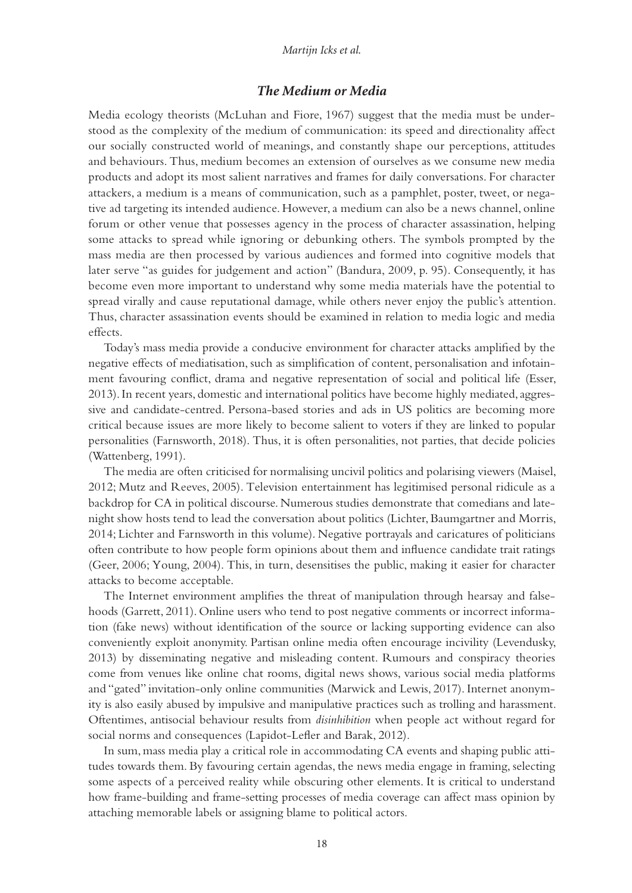## *The Medium or Media*

Media ecology theorists (McLuhan and Fiore, 1967) suggest that the media must be understood as the complexity of the medium of communication: its speed and directionality affect our socially constructed world of meanings, and constantly shape our perceptions, attitudes and behaviours. Thus, medium becomes an extension of ourselves as we consume new media products and adopt its most salient narratives and frames for daily conversations. For character attackers, a medium is a means of communication, such as a pamphlet, poster, tweet, or negative ad targeting its intended audience. However, a medium can also be a news channel, online forum or other venue that possesses agency in the process of character assassination, helping some attacks to spread while ignoring or debunking others. The symbols prompted by the mass media are then processed by various audiences and formed into cognitive models that later serve "as guides for judgement and action" (Bandura, 2009, p. 95). Consequently, it has become even more important to understand why some media materials have the potential to spread virally and cause reputational damage, while others never enjoy the public's attention. Thus, character assassination events should be examined in relation to media logic and media effects.

Today's mass media provide a conducive environment for character attacks amplified by the negative effects of mediatisation, such as simplification of content, personalisation and infotainment favouring conflict, drama and negative representation of social and political life (Esser, 2013). In recent years, domestic and international politics have become highly mediated, aggressive and candidate-centred. Persona-based stories and ads in US politics are becoming more critical because issues are more likely to become salient to voters if they are linked to popular personalities (Farnsworth, 2018). Thus, it is often personalities, not parties, that decide policies (Wattenberg, 1991).

The media are often criticised for normalising uncivil politics and polarising viewers (Maisel, 2012; Mutz and Reeves, 2005). Television entertainment has legitimised personal ridicule as a backdrop for CA in political discourse. Numerous studies demonstrate that comedians and late-night show hosts tend to lead the conversation about politics (Lichter, Baumgartner and Morris, 2014; Lichter and Farnsworth in this volume). Negative portrayals and caricatures of politicians often contribute to how people form opinions about them and influence candidate trait ratings (Geer, 2006; Young, 2004). This, in turn, desensitises the public, making it easier for character attacks to become acceptable.

The Internet environment amplifies the threat of manipulation through hearsay and falsehoods (Garrett, 2011). Online users who tend to post negative comments or incorrect information (fake news) without identification of the source or lacking supporting evidence can also conveniently exploit anonymity. Partisan online media often encourage incivility (Levendusky, 2013) by disseminating negative and misleading content. Rumours and conspiracy theories come from venues like online chat rooms, digital news shows, various social media platforms and "gated" invitation-only online communities (Marwick and Lewis, 2017). Internet anonymity is also easily abused by impulsive and manipulative practices such as trolling and harassment. Oftentimes, antisocial behaviour results from *disinhibition* when people act without regard for social norms and consequences (Lapidot-Lefler and Barak, 2012).

In sum, mass media play a critical role in accommodating CA events and shaping public attitudes towards them. By favouring certain agendas, the news media engage in framing, selecting some aspects of a perceived reality while obscuring other elements. It is critical to understand how frame-building and frame-setting processes of media coverage can affect mass opinion by attaching memorable labels or assigning blame to political actors.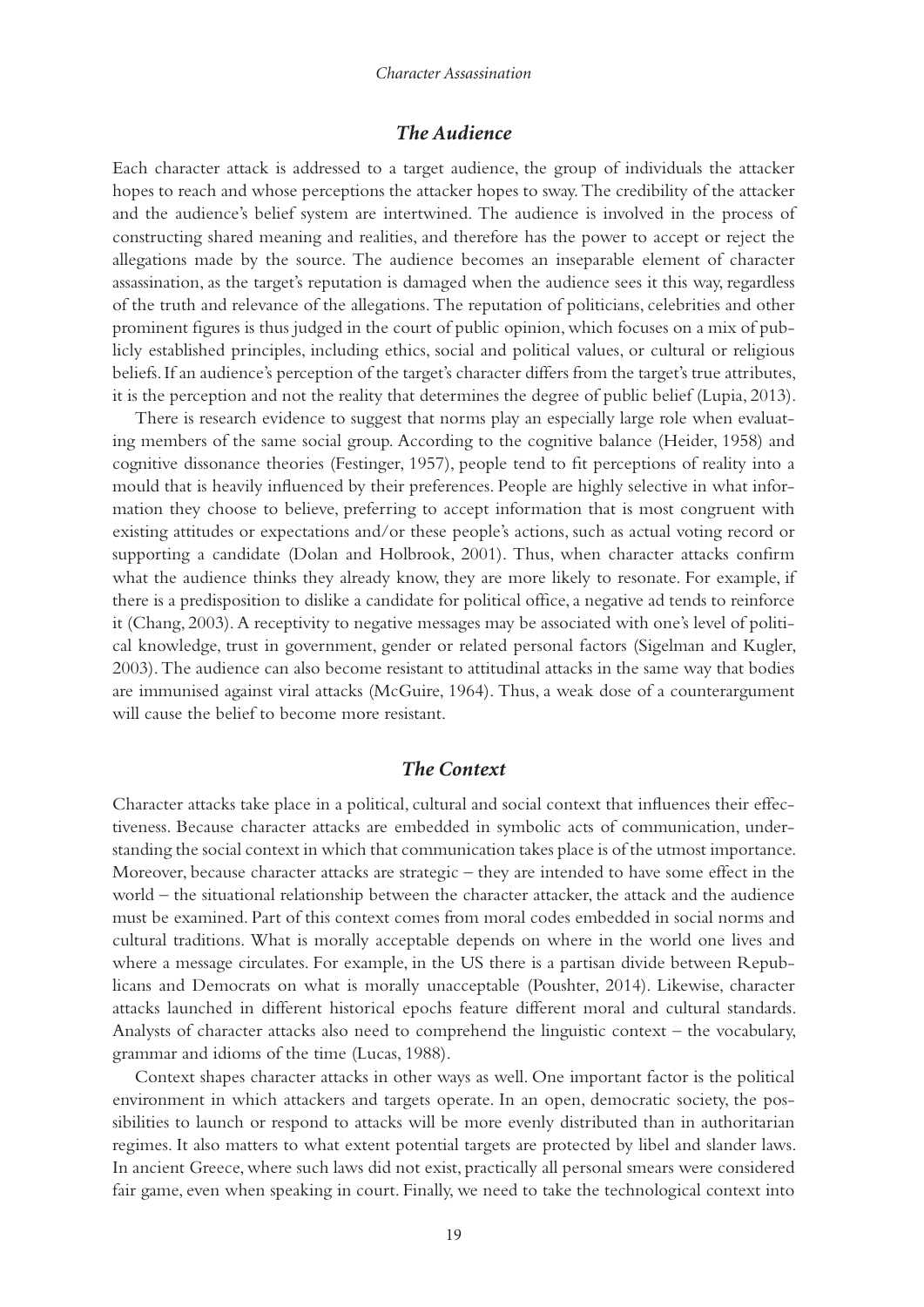## *The Audience*

Each character attack is addressed to a target audience, the group of individuals the attacker hopes to reach and whose perceptions the attacker hopes to sway. The credibility of the attacker and the audience's belief system are intertwined. The audience is involved in the process of constructing shared meaning and realities, and therefore has the power to accept or reject the allegations made by the source. The audience becomes an inseparable element of character assassination, as the target's reputation is damaged when the audience sees it this way, regardless of the truth and relevance of the allegations. The reputation of politicians, celebrities and other prominent figures is thus judged in the court of public opinion, which focuses on a mix of publicly established principles, including ethics, social and political values, or cultural or religious beliefs. If an audience's perception of the target's character differs from the target's true attributes, it is the perception and not the reality that determines the degree of public belief (Lupia, 2013).

There is research evidence to suggest that norms play an especially large role when evaluating members of the same social group. According to the cognitive balance (Heider, 1958) and cognitive dissonance theories (Festinger, 1957), people tend to fit perceptions of reality into a mould that is heavily influenced by their preferences. People are highly selective in what information they choose to believe, preferring to accept information that is most congruent with existing attitudes or expectations and/or these people's actions, such as actual voting record or supporting a candidate (Dolan and Holbrook, 2001). Thus, when character attacks confirm what the audience thinks they already know, they are more likely to resonate. For example, if there is a predisposition to dislike a candidate for political office, a negative ad tends to reinforce it (Chang, 2003). A receptivity to negative messages may be associated with one's level of political knowledge, trust in government, gender or related personal factors (Sigelman and Kugler, 2003). The audience can also become resistant to attitudinal attacks in the same way that bodies are immunised against viral attacks (McGuire, 1964). Thus, a weak dose of a counterargument will cause the belief to become more resistant.

## *The Context*

Character attacks take place in a political, cultural and social context that influences their effectiveness. Because character attacks are embedded in symbolic acts of communication, understanding the social context in which that communication takes place is of the utmost importance. Moreover, because character attacks are strategic – they are intended to have some effect in the world – the situational relationship between the character attacker, the attack and the audience must be examined. Part of this context comes from moral codes embedded in social norms and cultural traditions. What is morally acceptable depends on where in the world one lives and where a message circulates. For example, in the US there is a partisan divide between Republicans and Democrats on what is morally unacceptable (Poushter, 2014). Likewise, character attacks launched in different historical epochs feature different moral and cultural standards. Analysts of character attacks also need to comprehend the linguistic context – the vocabulary, grammar and idioms of the time (Lucas, 1988).

Context shapes character attacks in other ways as well. One important factor is the political environment in which attackers and targets operate. In an open, democratic society, the possibilities to launch or respond to attacks will be more evenly distributed than in authoritarian regimes. It also matters to what extent potential targets are protected by libel and slander laws. In ancient Greece, where such laws did not exist, practically all personal smears were considered fair game, even when speaking in court. Finally, we need to take the technological context into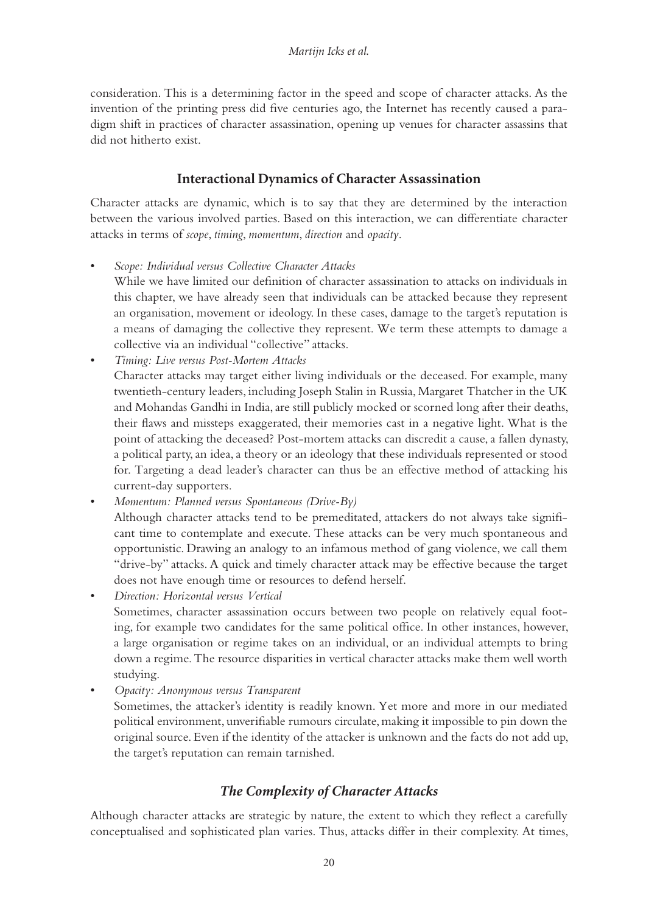consideration. This is a determining factor in the speed and scope of character attacks. As the invention of the printing press did five centuries ago, the Internet has recently caused a paradigm shift in practices of character assassination, opening up venues for character assassins that did not hitherto exist.

## Interactional Dynamics of Character Assassination

Character attacks are dynamic, which is to say that they are determined by the interaction between the various involved parties. Based on this interaction, we can differentiate character attacks in terms of *scope*, *timing*, *momentum*, *direction* and *opacity*.

- *Scope: Individual versus Collective Character Attacks*
  While we have limited our definition of character assassination to attacks on individuals in this chapter, we have already seen that individuals can be attacked because they represent an organisation, movement or ideology. In these cases, damage to the target's reputation is a means of damaging the collective they represent. We term these attempts to damage a collective via an individual "collective" attacks.
- *Timing: Live versus Post-Mortem Attacks*
  Character attacks may target either living individuals or the deceased. For example, many twentieth-century leaders, including Joseph Stalin in Russia, Margaret Thatcher in the UK and Mohandas Gandhi in India, are still publicly mocked or scorned long after their deaths, their flaws and missteps exaggerated, their memories cast in a negative light. What is the point of attacking the deceased? Post-mortem attacks can discredit a cause, a fallen dynasty, a political party, an idea, a theory or an ideology that these individuals represented or stood for. Targeting a dead leader's character can thus be an effective method of attacking his current-day supporters.
- *Momentum: Planned versus Spontaneous (Drive-By)*
  Although character attacks tend to be premeditated, attackers do not always take significant time to contemplate and execute. These attacks can be very much spontaneous and opportunistic. Drawing an analogy to an infamous method of gang violence, we call them "drive-by" attacks. A quick and timely character attack may be effective because the target does not have enough time or resources to defend herself.
- *Direction: Horizontal versus Vertical*
  Sometimes, character assassination occurs between two people on relatively equal footing, for example two candidates for the same political office. In other instances, however, a large organisation or regime takes on an individual, or an individual attempts to bring down a regime. The resource disparities in vertical character attacks make them well worth studying.
- *Opacity: Anonymous versus Transparent*
  Sometimes, the attacker's identity is readily known. Yet more and more in our mediated political environment, unverifiable rumours circulate, making it impossible to pin down the original source. Even if the identity of the attacker is unknown and the facts do not add up, the target's reputation can remain tarnished.

### *The Complexity of Character Attacks*

Although character attacks are strategic by nature, the extent to which they reflect a carefully conceptualised and sophisticated plan varies. Thus, attacks differ in their complexity. At times,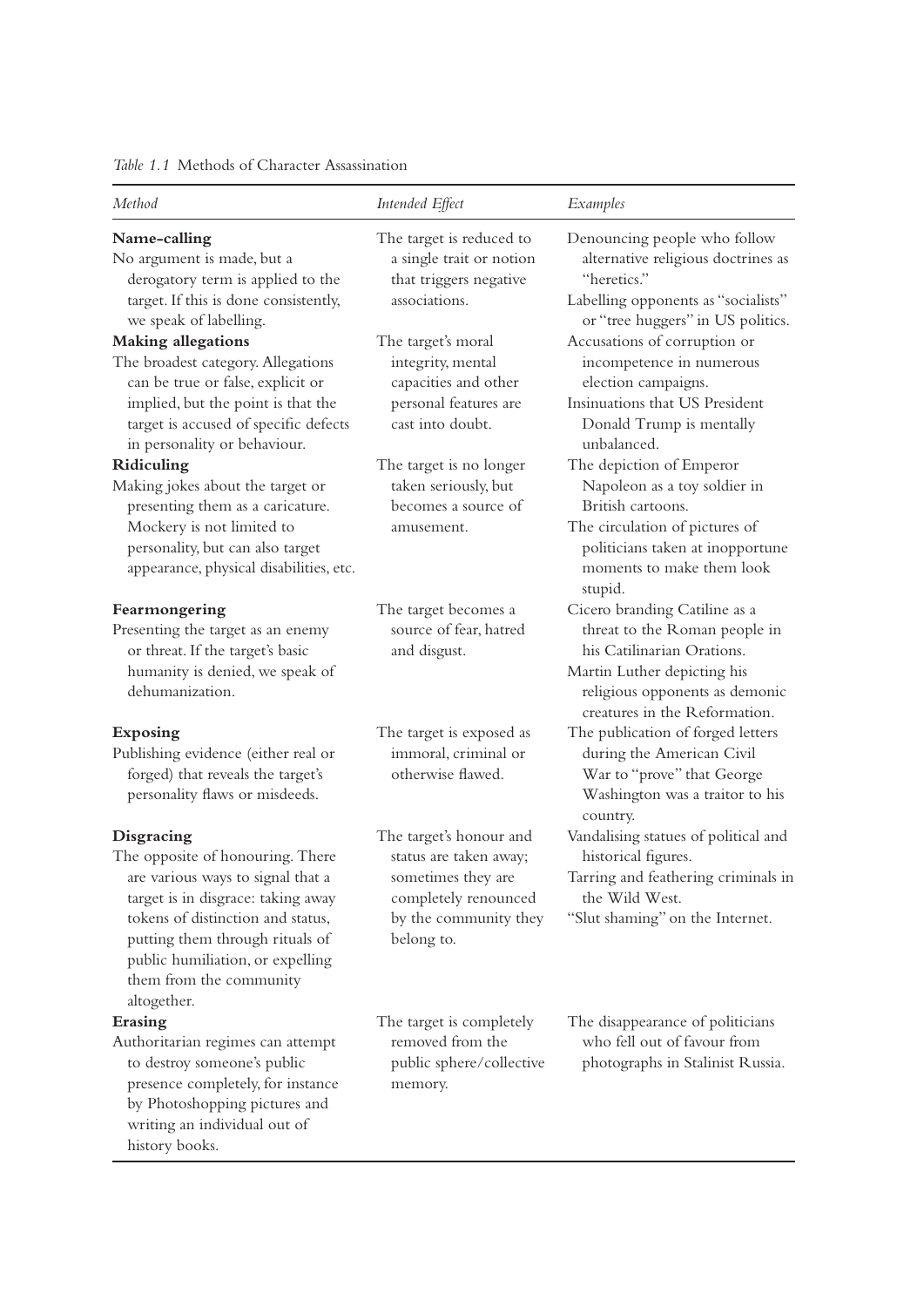*Table 1.1* Methods of Character Assassination

| *Method* | *Intended Effect* | *Examples* |
|---|---|---|
| **Name-calling**<br>No argument is made, but a derogatory term is applied to the target. If this is done consistently, we speak of labelling. | The target is reduced to a single trait or notion that triggers negative associations. | Denouncing people who follow alternative religious doctrines as "heretics."<br>Labelling opponents as "socialists" or "tree huggers" in US politics. |
| **Making allegations**<br>The broadest category. Allegations can be true or false, explicit or implied, but the point is that the target is accused of specific defects in personality or behaviour. | The target's moral integrity, mental capacities and other personal features are cast into doubt. | Accusations of corruption or incompetence in numerous election campaigns.<br>Insinuations that US President Donald Trump is mentally unbalanced. |
| **Ridiculing**<br>Making jokes about the target or presenting them as a caricature. Mockery is not limited to personality, but can also target appearance, physical disabilities, etc. | The target is no longer taken seriously, but becomes a source of amusement. | The depiction of Emperor Napoleon as a toy soldier in British cartoons.<br>The circulation of pictures of politicians taken at inopportune moments to make them look stupid. |
| **Fearmongering**<br>Presenting the target as an enemy or threat. If the target's basic humanity is denied, we speak of dehumanization. | The target becomes a source of fear, hatred and disgust. | Cicero branding Catiline as a threat to the Roman people in his Catilinarian Orations.<br>Martin Luther depicting his religious opponents as demonic creatures in the Reformation. |
| **Exposing**<br>Publishing evidence (either real or forged) that reveals the target's personality flaws or misdeeds. | The target is exposed as immoral, criminal or otherwise flawed. | The publication of forged letters during the American Civil War to "prove" that George Washington was a traitor to his country. |
| **Disgracing**<br>The opposite of honouring. There are various ways to signal that a target is in disgrace: taking away tokens of distinction and status, putting them through rituals of public humiliation, or expelling them from the community altogether. | The target's honour and status are taken away; sometimes they are completely renounced by the community they belong to. | Vandalising statues of political and historical figures.<br>Tarring and feathering criminals in the Wild West.<br>"Slut shaming" on the Internet. |
| **Erasing**<br>Authoritarian regimes can attempt to destroy someone's public presence completely, for instance by Photoshopping pictures and writing an individual out of history books. | The target is completely removed from the public sphere/collective memory. | The disappearance of politicians who fell out of favour from photographs in Stalinist Russia. |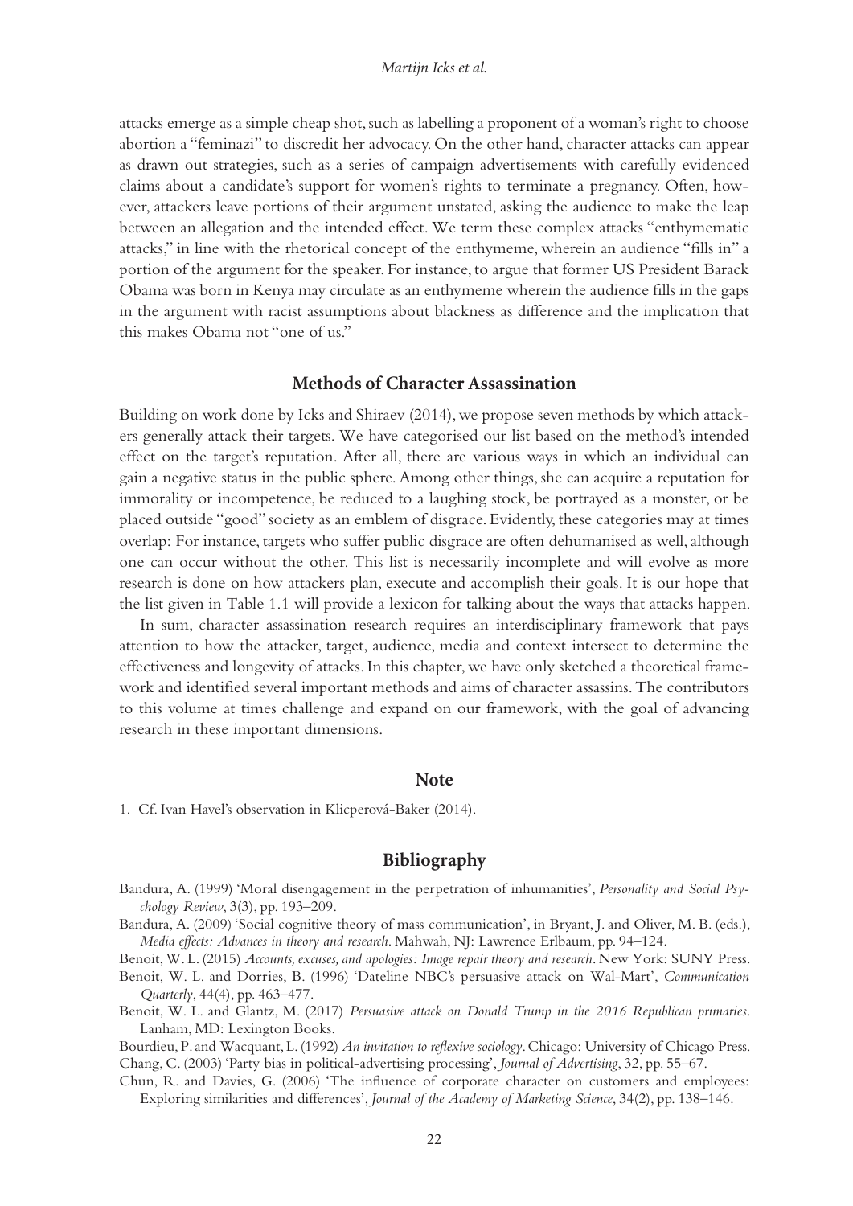attacks emerge as a simple cheap shot, such as labelling a proponent of a woman's right to choose abortion a "feminazi" to discredit her advocacy. On the other hand, character attacks can appear as drawn out strategies, such as a series of campaign advertisements with carefully evidenced claims about a candidate's support for women's rights to terminate a pregnancy. Often, however, attackers leave portions of their argument unstated, asking the audience to make the leap between an allegation and the intended effect. We term these complex attacks "enthymematic attacks," in line with the rhetorical concept of the enthymeme, wherein an audience "fills in" a portion of the argument for the speaker. For instance, to argue that former US President Barack Obama was born in Kenya may circulate as an enthymeme wherein the audience fills in the gaps in the argument with racist assumptions about blackness as difference and the implication that this makes Obama not "one of us."

## Methods of Character Assassination

Building on work done by Icks and Shiraev (2014), we propose seven methods by which attackers generally attack their targets. We have categorised our list based on the method's intended effect on the target's reputation. After all, there are various ways in which an individual can gain a negative status in the public sphere. Among other things, she can acquire a reputation for immorality or incompetence, be reduced to a laughing stock, be portrayed as a monster, or be placed outside "good" society as an emblem of disgrace. Evidently, these categories may at times overlap: For instance, targets who suffer public disgrace are often dehumanised as well, although one can occur without the other. This list is necessarily incomplete and will evolve as more research is done on how attackers plan, execute and accomplish their goals. It is our hope that the list given in Table 1.1 will provide a lexicon for talking about the ways that attacks happen.

In sum, character assassination research requires an interdisciplinary framework that pays attention to how the attacker, target, audience, media and context intersect to determine the effectiveness and longevity of attacks. In this chapter, we have only sketched a theoretical framework and identified several important methods and aims of character assassins. The contributors to this volume at times challenge and expand on our framework, with the goal of advancing research in these important dimensions.

## Note

1. Cf. Ivan Havel's observation in Klicperová-Baker (2014).

## Bibliography

Bandura, A. (1999) 'Moral disengagement in the perpetration of inhumanities', *Personality and Social Psychology Review*, 3(3), pp. 193–209.

Bandura, A. (2009) 'Social cognitive theory of mass communication', in Bryant, J. and Oliver, M. B. (eds.), *Media effects: Advances in theory and research*. Mahwah, NJ: Lawrence Erlbaum, pp. 94–124.

Benoit, W. L. (2015) *Accounts, excuses, and apologies: Image repair theory and research*. New York: SUNY Press.

Benoit, W. L. and Dorries, B. (1996) 'Dateline NBC's persuasive attack on Wal-Mart', *Communication Quarterly*, 44(4), pp. 463–477.

Benoit, W. L. and Glantz, M. (2017) *Persuasive attack on Donald Trump in the 2016 Republican primaries*. Lanham, MD: Lexington Books.

Bourdieu, P. and Wacquant, L. (1992) *An invitation to reflexive sociology*. Chicago: University of Chicago Press.

Chang, C. (2003) 'Party bias in political-advertising processing', *Journal of Advertising*, 32, pp. 55–67.

Chun, R. and Davies, G. (2006) 'The influence of corporate character on customers and employees: Exploring similarities and differences', *Journal of the Academy of Marketing Science*, 34(2), pp. 138–146.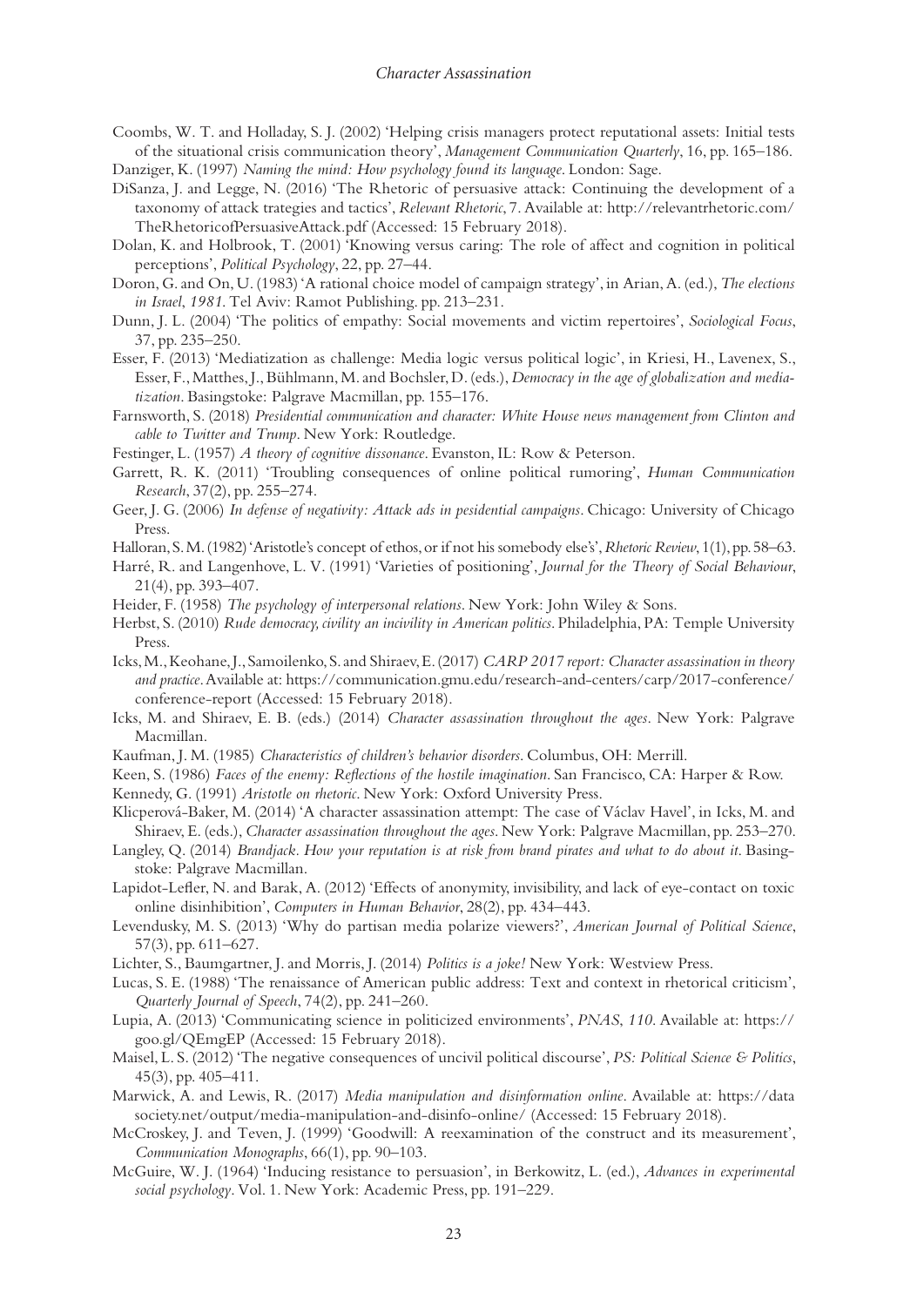Coombs, W. T. and Holladay, S. J. (2002) 'Helping crisis managers protect reputational assets: Initial tests of the situational crisis communication theory', *Management Communication Quarterly*, 16, pp. 165–186.

Danziger, K. (1997) *Naming the mind: How psychology found its language*. London: Sage.

DiSanza, J. and Legge, N. (2016) 'The Rhetoric of persuasive attack: Continuing the development of a taxonomy of attack trategies and tactics', *Relevant Rhetoric*, 7. Available at: http://relevantrhetoric.com/TheRhetoricofPersuasiveAttack.pdf (Accessed: 15 February 2018).

Dolan, K. and Holbrook, T. (2001) 'Knowing versus caring: The role of affect and cognition in political perceptions', *Political Psychology*, 22, pp. 27–44.

Doron, G. and On, U. (1983) 'A rational choice model of campaign strategy', in Arian, A. (ed.), *The elections in Israel, 1981*. Tel Aviv: Ramot Publishing. pp. 213–231.

Dunn, J. L. (2004) 'The politics of empathy: Social movements and victim repertoires', *Sociological Focus*, 37, pp. 235–250.

Esser, F. (2013) 'Mediatization as challenge: Media logic versus political logic', in Kriesi, H., Lavenex, S., Esser, F., Matthes, J., Bühlmann, M. and Bochsler, D. (eds.), *Democracy in the age of globalization and mediatization*. Basingstoke: Palgrave Macmillan, pp. 155–176.

Farnsworth, S. (2018) *Presidential communication and character: White House news management from Clinton and cable to Twitter and Trump*. New York: Routledge.

Festinger, L. (1957) *A theory of cognitive dissonance*. Evanston, IL: Row & Peterson.

Garrett, R. K. (2011) 'Troubling consequences of online political rumoring', *Human Communication Research*, 37(2), pp. 255–274.

Geer, J. G. (2006) *In defense of negativity: Attack ads in pesidential campaigns*. Chicago: University of Chicago Press.

Halloran, S. M. (1982) 'Aristotle's concept of ethos, or if not his somebody else's', *Rhetoric Review*, 1(1), pp. 58–63.

Harré, R. and Langenhove, L. V. (1991) 'Varieties of positioning', *Journal for the Theory of Social Behaviour*, 21(4), pp. 393–407.

Heider, F. (1958) *The psychology of interpersonal relations*. New York: John Wiley & Sons.

Herbst, S. (2010) *Rude democracy, civility an incivility in American politics*. Philadelphia, PA: Temple University Press.

Icks, M., Keohane, J., Samoilenko, S. and Shiraev, E. (2017) *CARP 2017 report: Character assassination in theory and practice*. Available at: https://communication.gmu.edu/research-and-centers/carp/2017-conference/conference-report (Accessed: 15 February 2018).

Icks, M. and Shiraev, E. B. (eds.) (2014) *Character assassination throughout the ages*. New York: Palgrave Macmillan.

Kaufman, J. M. (1985) *Characteristics of children's behavior disorders*. Columbus, OH: Merrill.

Keen, S. (1986) *Faces of the enemy: Reflections of the hostile imagination*. San Francisco, CA: Harper & Row.

Kennedy, G. (1991) *Aristotle on rhetoric*. New York: Oxford University Press.

Klicperová-Baker, M. (2014) 'A character assassination attempt: The case of Václav Havel', in Icks, M. and Shiraev, E. (eds.), *Character assassination throughout the ages*. New York: Palgrave Macmillan, pp. 253–270.

Langley, Q. (2014) *Brandjack. How your reputation is at risk from brand pirates and what to do about it*. Basingstoke: Palgrave Macmillan.

Lapidot-Lefler, N. and Barak, A. (2012) 'Effects of anonymity, invisibility, and lack of eye-contact on toxic online disinhibition', *Computers in Human Behavior*, 28(2), pp. 434–443.

Levendusky, M. S. (2013) 'Why do partisan media polarize viewers?', *American Journal of Political Science*, 57(3), pp. 611–627.

Lichter, S., Baumgartner, J. and Morris, J. (2014) *Politics is a joke!* New York: Westview Press.

Lucas, S. E. (1988) 'The renaissance of American public address: Text and context in rhetorical criticism', *Quarterly Journal of Speech*, 74(2), pp. 241–260.

Lupia, A. (2013) 'Communicating science in politicized environments', *PNAS, 110*. Available at: https://goo.gl/QEmgEP (Accessed: 15 February 2018).

Maisel, L. S. (2012) 'The negative consequences of uncivil political discourse', *PS: Political Science & Politics*, 45(3), pp. 405–411.

Marwick, A. and Lewis, R. (2017) *Media manipulation and disinformation online*. Available at: https://datasociety.net/output/media-manipulation-and-disinfo-online/ (Accessed: 15 February 2018).

McCroskey, J. and Teven, J. (1999) 'Goodwill: A reexamination of the construct and its measurement', *Communication Monographs*, 66(1), pp. 90–103.

McGuire, W. J. (1964) 'Inducing resistance to persuasion', in Berkowitz, L. (ed.), *Advances in experimental social psychology*. Vol. 1. New York: Academic Press, pp. 191–229.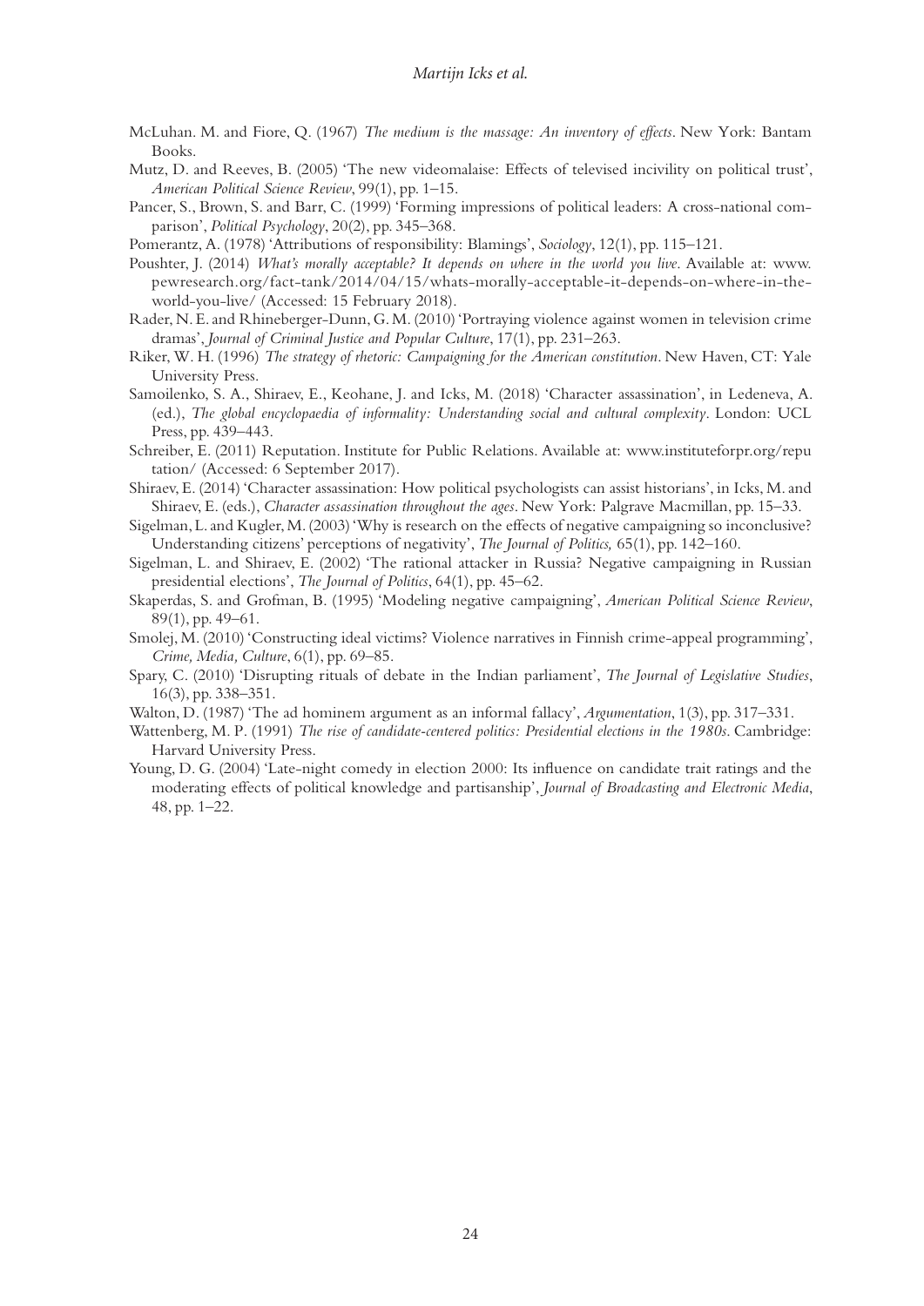McLuhan. M. and Fiore, Q. (1967) *The medium is the massage: An inventory of effects*. New York: Bantam Books.

Mutz, D. and Reeves, B. (2005) 'The new videomalaise: Effects of televised incivility on political trust', *American Political Science Review*, 99(1), pp. 1–15.

Pancer, S., Brown, S. and Barr, C. (1999) 'Forming impressions of political leaders: A cross-national comparison', *Political Psychology*, 20(2), pp. 345–368.

Pomerantz, A. (1978) 'Attributions of responsibility: Blamings', *Sociology*, 12(1), pp. 115–121.

Poushter, J. (2014) *What's morally acceptable? It depends on where in the world you live*. Available at: www.pewresearch.org/fact-tank/2014/04/15/whats-morally-acceptable-it-depends-on-where-in-the-world-you-live/ (Accessed: 15 February 2018).

Rader, N. E. and Rhineberger-Dunn, G. M. (2010) 'Portraying violence against women in television crime dramas', *Journal of Criminal Justice and Popular Culture*, 17(1), pp. 231–263.

Riker, W. H. (1996) *The strategy of rhetoric: Campaigning for the American constitution*. New Haven, CT: Yale University Press.

Samoilenko, S. A., Shiraev, E., Keohane, J. and Icks, M. (2018) 'Character assassination', in Ledeneva, A. (ed.), *The global encyclopaedia of informality: Understanding social and cultural complexity*. London: UCL Press, pp. 439–443.

Schreiber, E. (2011) Reputation. Institute for Public Relations. Available at: www.instituteforpr.org/reputation/ (Accessed: 6 September 2017).

Shiraev, E. (2014) 'Character assassination: How political psychologists can assist historians', in Icks, M. and Shiraev, E. (eds.), *Character assassination throughout the ages*. New York: Palgrave Macmillan, pp. 15–33.

Sigelman, L. and Kugler, M. (2003) 'Why is research on the effects of negative campaigning so inconclusive? Understanding citizens' perceptions of negativity', *The Journal of Politics,* 65(1), pp. 142–160.

Sigelman, L. and Shiraev, E. (2002) 'The rational attacker in Russia? Negative campaigning in Russian presidential elections', *The Journal of Politics*, 64(1), pp. 45–62.

Skaperdas, S. and Grofman, B. (1995) 'Modeling negative campaigning', *American Political Science Review*, 89(1), pp. 49–61.

Smolej, M. (2010) 'Constructing ideal victims? Violence narratives in Finnish crime-appeal programming', *Crime, Media, Culture*, 6(1), pp. 69–85.

Spary, C. (2010) 'Disrupting rituals of debate in the Indian parliament', *The Journal of Legislative Studies*, 16(3), pp. 338–351.

Walton, D. (1987) 'The ad hominem argument as an informal fallacy', *Argumentation*, 1(3), pp. 317–331.

Wattenberg, M. P. (1991) *The rise of candidate-centered politics: Presidential elections in the 1980s*. Cambridge: Harvard University Press.

Young, D. G. (2004) 'Late-night comedy in election 2000: Its influence on candidate trait ratings and the moderating effects of political knowledge and partisanship', *Journal of Broadcasting and Electronic Media*, 48, pp. 1–22.